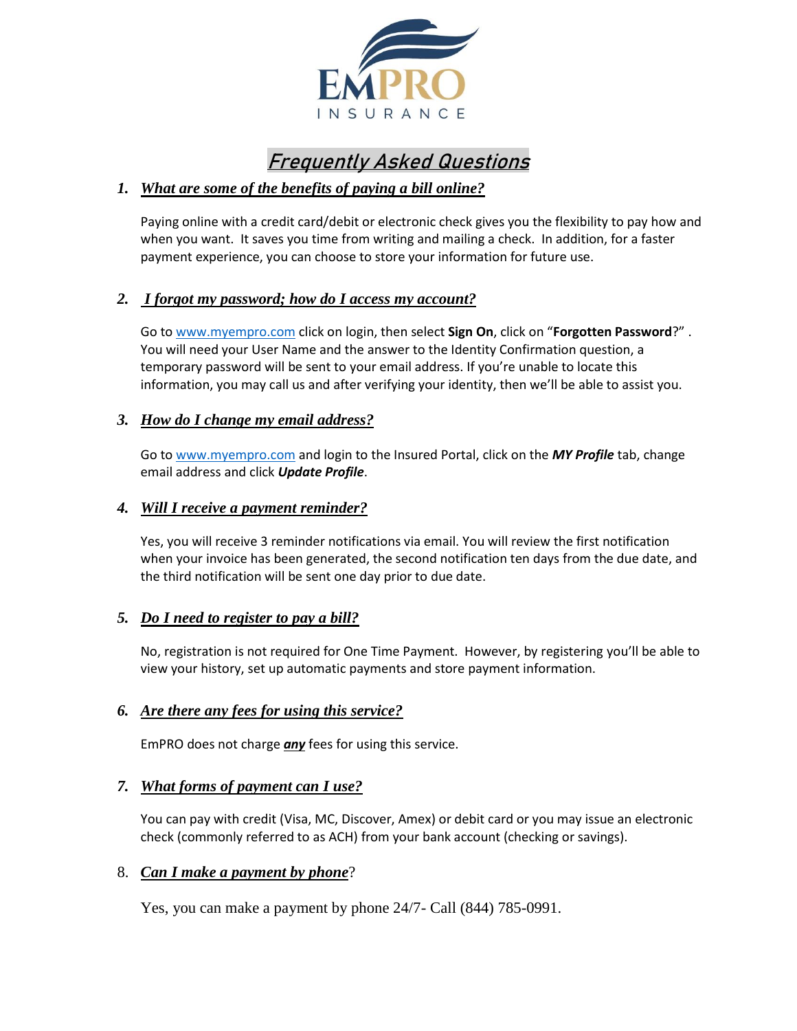EMPRO INSURANCE

# *Frequently Asked Questions*

### 1. ***What are some of the benefits of paying a bill online?***

Paying online with a credit card/debit or electronic check gives you the flexibility to pay how and when you want. It saves you time from writing and mailing a check. In addition, for a faster payment experience, you can choose to store your information for future use.

### 2. ***I forgot my password; how do I access my account?***

Go to www.myempro.com click on login, then select **Sign On**, click on "**Forgotten Password**?" . You will need your User Name and the answer to the Identity Confirmation question, a temporary password will be sent to your email address. If you're unable to locate this information, you may call us and after verifying your identity, then we'll be able to assist you.

### 3. ***How do I change my email address?***

Go to www.myempro.com and login to the Insured Portal, click on the ***MY Profile*** tab, change email address and click ***Update Profile***.

### 4. ***Will I receive a payment reminder?***

Yes, you will receive 3 reminder notifications via email. You will review the first notification when your invoice has been generated, the second notification ten days from the due date, and the third notification will be sent one day prior to due date.

### 5. ***Do I need to register to pay a bill?***

No, registration is not required for One Time Payment. However, by registering you'll be able to view your history, set up automatic payments and store payment information.

### 6. ***Are there any fees for using this service?***

EmPRO does not charge ***any*** fees for using this service.

### 7. ***What forms of payment can I use?***

You can pay with credit (Visa, MC, Discover, Amex) or debit card or you may issue an electronic check (commonly referred to as ACH) from your bank account (checking or savings).

### 8. ***Can I make a payment by phone***?

Yes, you can make a payment by phone 24/7- Call (844) 785-0991.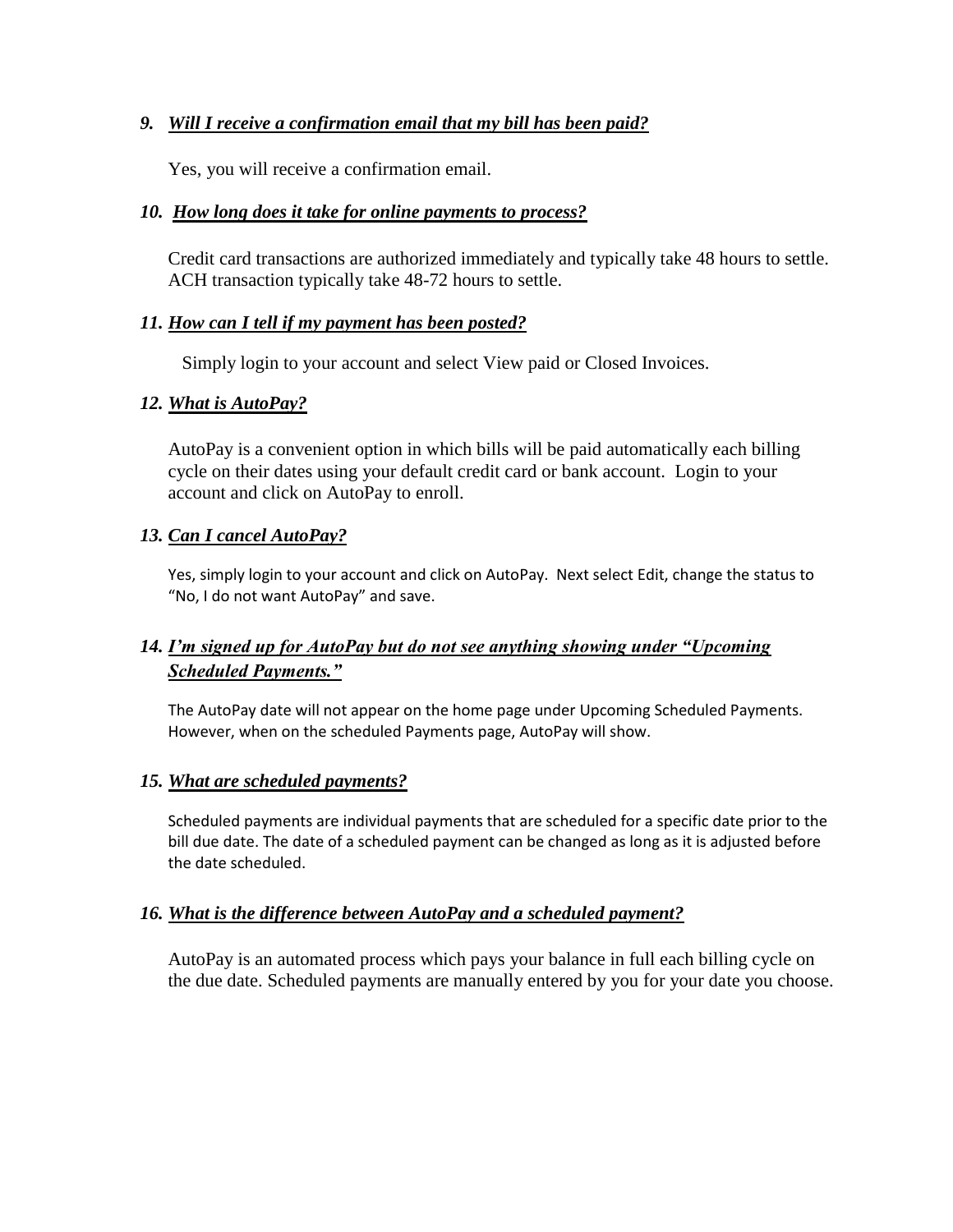### *9. Will I receive a confirmation email that my bill has been paid?*

Yes, you will receive a confirmation email.

### *10. How long does it take for online payments to process?*

Credit card transactions are authorized immediately and typically take 48 hours to settle. ACH transaction typically take 48-72 hours to settle.

### *11. How can I tell if my payment has been posted?*

Simply login to your account and select View paid or Closed Invoices.

### *12. What is AutoPay?*

AutoPay is a convenient option in which bills will be paid automatically each billing cycle on their dates using your default credit card or bank account. Login to your account and click on AutoPay to enroll.

### *13. Can I cancel AutoPay?*

Yes, simply login to your account and click on AutoPay. Next select Edit, change the status to "No, I do not want AutoPay" and save.

### *14. I'm signed up for AutoPay but do not see anything showing under "Upcoming Scheduled Payments."*

The AutoPay date will not appear on the home page under Upcoming Scheduled Payments. However, when on the scheduled Payments page, AutoPay will show.

### *15. What are scheduled payments?*

Scheduled payments are individual payments that are scheduled for a specific date prior to the bill due date. The date of a scheduled payment can be changed as long as it is adjusted before the date scheduled.

### *16. What is the difference between AutoPay and a scheduled payment?*

AutoPay is an automated process which pays your balance in full each billing cycle on the due date. Scheduled payments are manually entered by you for your date you choose.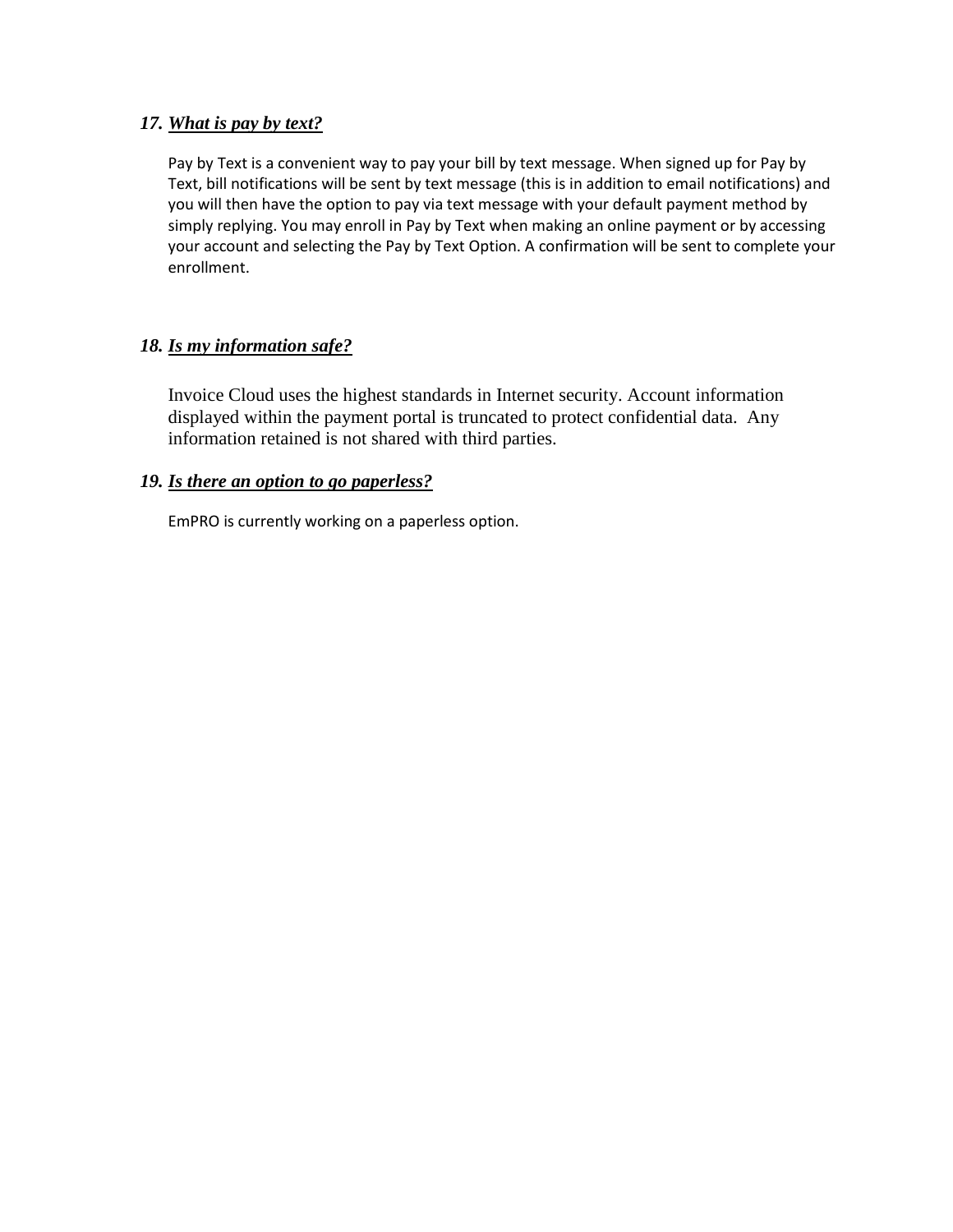### 17. ***<u>What is pay by text?</u>***

Pay by Text is a convenient way to pay your bill by text message. When signed up for Pay by Text, bill notifications will be sent by text message (this is in addition to email notifications) and you will then have the option to pay via text message with your default payment method by simply replying. You may enroll in Pay by Text when making an online payment or by accessing your account and selecting the Pay by Text Option. A confirmation will be sent to complete your enrollment.

### 18. ***<u>Is my information safe?</u>***

Invoice Cloud uses the highest standards in Internet security. Account information displayed within the payment portal is truncated to protect confidential data. Any information retained is not shared with third parties.

### 19. ***<u>Is there an option to go paperless?</u>***

EmPRO is currently working on a paperless option.